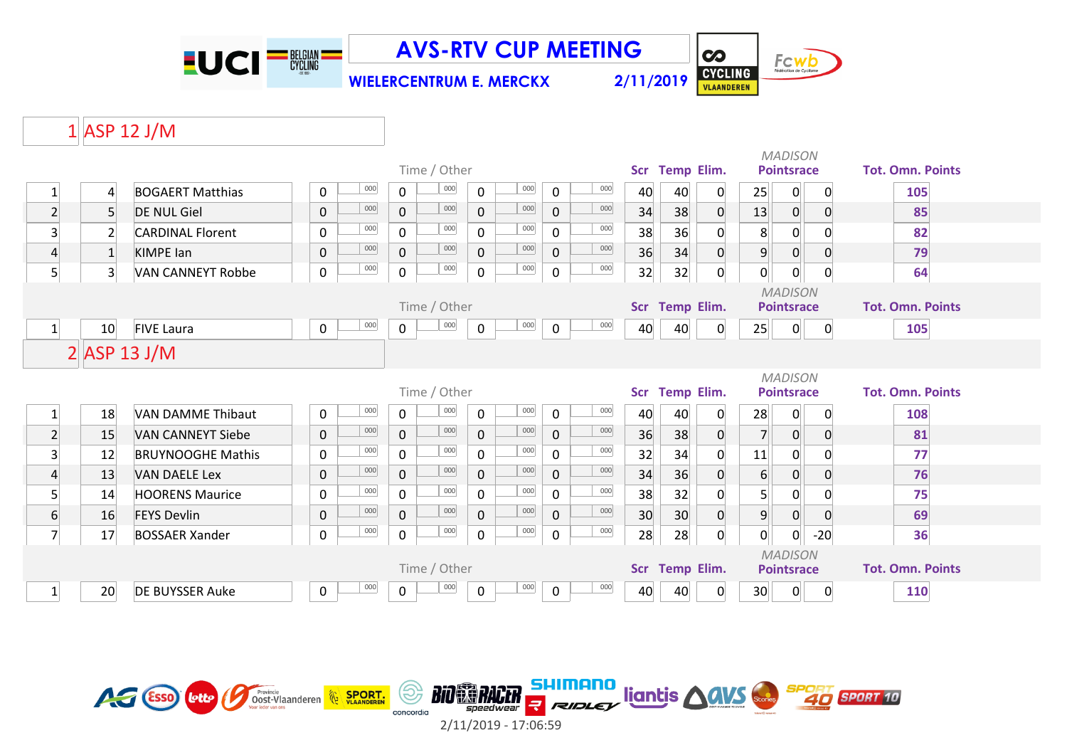# AVS-RTV CUP MEETING

**WIELERCENTRUM E. MERCKX** — 2/11/2019

## 1 ASP 12 J/M

| Pl. | Nr. | Name | Time / Other | | | | | | | | Scr | Temp | Elim. | MADISON Pointsrace | | | Tot. Omn. Points |
|---|---|---|---|---|---|---|---|---|---|---|---|---|---|---|---|---|---|
| 1 | 4 | BOGAERT Matthias | 0 | 000 | 0 | 000 | 0 | 000 | 0 | 000 | 40 | 40 | 0 | 25 | 0 | 0 | 105 |
| 2 | 5 | DE NUL Giel | 0 | 000 | 0 | 000 | 0 | 000 | 0 | 000 | 34 | 38 | 0 | 13 | 0 | 0 | 85 |
| 3 | 2 | CARDINAL Florent | 0 | 000 | 0 | 000 | 0 | 000 | 0 | 000 | 38 | 36 | 0 | 8 | 0 | 0 | 82 |
| 4 | 1 | KIMPE Ian | 0 | 000 | 0 | 000 | 0 | 000 | 0 | 000 | 36 | 34 | 0 | 9 | 0 | 0 | 79 |
| 5 | 3 | VAN CANNEYT Robbe | 0 | 000 | 0 | 000 | 0 | 000 | 0 | 000 | 32 | 32 | 0 | 0 | 0 | 0 | 64 |

| Pl. | Nr. | Name | Time / Other | | | | | | | | Scr | Temp | Elim. | MADISON Pointsrace | | | Tot. Omn. Points |
|---|---|---|---|---|---|---|---|---|---|---|---|---|---|---|---|---|---|
| 1 | 10 | FIVE Laura | 0 | 000 | 0 | 000 | 0 | 000 | 0 | 000 | 40 | 40 | 0 | 25 | 0 | 0 | 105 |

## 2 ASP 13 J/M

| Pl. | Nr. | Name | Time / Other | | | | | | | | Scr | Temp | Elim. | MADISON Pointsrace | | | Tot. Omn. Points |
|---|---|---|---|---|---|---|---|---|---|---|---|---|---|---|---|---|---|
| 1 | 18 | VAN DAMME Thibaut | 0 | 000 | 0 | 000 | 0 | 000 | 0 | 000 | 40 | 40 | 0 | 28 | 0 | 0 | 108 |
| 2 | 15 | VAN CANNEYT Siebe | 0 | 000 | 0 | 000 | 0 | 000 | 0 | 000 | 36 | 38 | 0 | 7 | 0 | 0 | 81 |
| 3 | 12 | BRUYNOOGHE Mathis | 0 | 000 | 0 | 000 | 0 | 000 | 0 | 000 | 32 | 34 | 0 | 11 | 0 | 0 | 77 |
| 4 | 13 | VAN DAELE Lex | 0 | 000 | 0 | 000 | 0 | 000 | 0 | 000 | 34 | 36 | 0 | 6 | 0 | 0 | 76 |
| 5 | 14 | HOORENS Maurice | 0 | 000 | 0 | 000 | 0 | 000 | 0 | 000 | 38 | 32 | 0 | 5 | 0 | 0 | 75 |
| 6 | 16 | FEYS Devlin | 0 | 000 | 0 | 000 | 0 | 000 | 0 | 000 | 30 | 30 | 0 | 9 | 0 | 0 | 69 |
| 7 | 17 | BOSSAER Xander | 0 | 000 | 0 | 000 | 0 | 000 | 0 | 000 | 28 | 28 | 0 | 0 | 0 | -20 | 36 |

| Pl. | Nr. | Name | Time / Other | | | | | | | | Scr | Temp | Elim. | MADISON Pointsrace | | | Tot. Omn. Points |
|---|---|---|---|---|---|---|---|---|---|---|---|---|---|---|---|---|---|
| 1 | 20 | DE BUYSSER Auke | 0 | 000 | 0 | 000 | 0 | 000 | 0 | 000 | 40 | 40 | 0 | 30 | 0 | 0 | 110 |

2/11/2019 - 17:06:59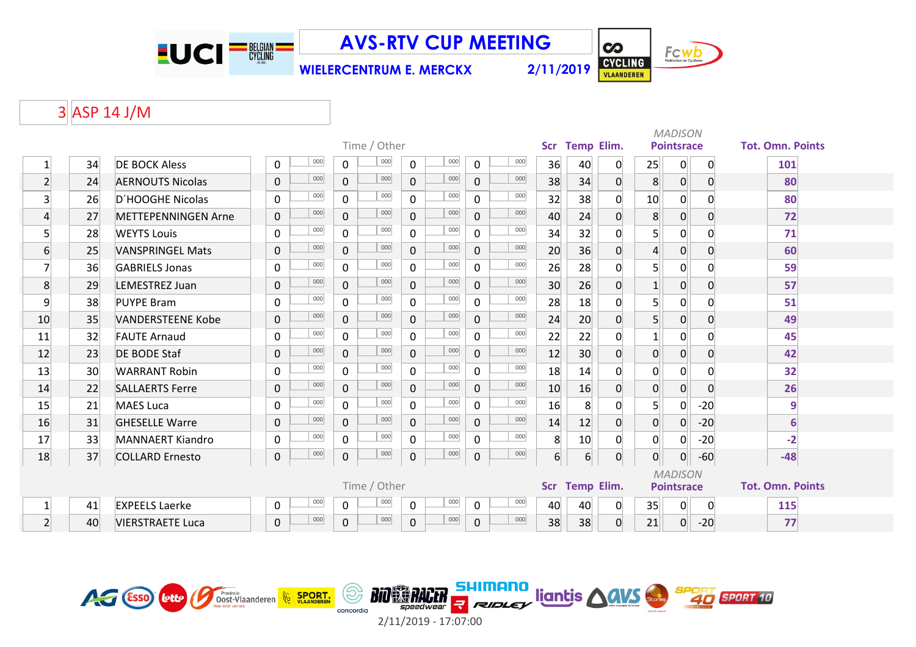# AVS-RTV CUP MEETING

**WIELERCENTRUM E. MERCKX** — 2/11/2019

## 3 ASP 14 J/M

| Pos | Nr | Name | Time / Other | | | | | | | | Scr | Temp | Elim. | MADISON Pointsrace | | | Tot. Omn. Points |
|---|---|---|---|---|---|---|---|---|---|---|---|---|---|---|---|---|---|
| 1 | 34 | DE BOCK Aless | 0 | 000 | 0 | 000 | 0 | 000 | 0 | 000 | 36 | 40 | 0 | 25 | 0 | 0 | 101 |
| 2 | 24 | AERNOUTS Nicolas | 0 | 000 | 0 | 000 | 0 | 000 | 0 | 000 | 38 | 34 | 0 | 8 | 0 | 0 | 80 |
| 3 | 26 | D´HOOGHE Nicolas | 0 | 000 | 0 | 000 | 0 | 000 | 0 | 000 | 32 | 38 | 0 | 10 | 0 | 0 | 80 |
| 4 | 27 | METTEPENNINGEN Arne | 0 | 000 | 0 | 000 | 0 | 000 | 0 | 000 | 40 | 24 | 0 | 8 | 0 | 0 | 72 |
| 5 | 28 | WEYTS Louis | 0 | 000 | 0 | 000 | 0 | 000 | 0 | 000 | 34 | 32 | 0 | 5 | 0 | 0 | 71 |
| 6 | 25 | VANSPRINGEL Mats | 0 | 000 | 0 | 000 | 0 | 000 | 0 | 000 | 20 | 36 | 0 | 4 | 0 | 0 | 60 |
| 7 | 36 | GABRIELS Jonas | 0 | 000 | 0 | 000 | 0 | 000 | 0 | 000 | 26 | 28 | 0 | 5 | 0 | 0 | 59 |
| 8 | 29 | LEMESTREZ Juan | 0 | 000 | 0 | 000 | 0 | 000 | 0 | 000 | 30 | 26 | 0 | 1 | 0 | 0 | 57 |
| 9 | 38 | PUYPE Bram | 0 | 000 | 0 | 000 | 0 | 000 | 0 | 000 | 28 | 18 | 0 | 5 | 0 | 0 | 51 |
| 10 | 35 | VANDERSTEENE Kobe | 0 | 000 | 0 | 000 | 0 | 000 | 0 | 000 | 24 | 20 | 0 | 5 | 0 | 0 | 49 |
| 11 | 32 | FAUTE Arnaud | 0 | 000 | 0 | 000 | 0 | 000 | 0 | 000 | 22 | 22 | 0 | 1 | 0 | 0 | 45 |
| 12 | 23 | DE BODE Staf | 0 | 000 | 0 | 000 | 0 | 000 | 0 | 000 | 12 | 30 | 0 | 0 | 0 | 0 | 42 |
| 13 | 30 | WARRANT Robin | 0 | 000 | 0 | 000 | 0 | 000 | 0 | 000 | 18 | 14 | 0 | 0 | 0 | 0 | 32 |
| 14 | 22 | SALLAERTS Ferre | 0 | 000 | 0 | 000 | 0 | 000 | 0 | 000 | 10 | 16 | 0 | 0 | 0 | 0 | 26 |
| 15 | 21 | MAES Luca | 0 | 000 | 0 | 000 | 0 | 000 | 0 | 000 | 16 | 8 | 0 | 5 | 0 | -20 | 9 |
| 16 | 31 | GHESELLE Warre | 0 | 000 | 0 | 000 | 0 | 000 | 0 | 000 | 14 | 12 | 0 | 0 | 0 | -20 | 6 |
| 17 | 33 | MANNAERT Kiandro | 0 | 000 | 0 | 000 | 0 | 000 | 0 | 000 | 8 | 10 | 0 | 0 | 0 | -20 | -2 |
| 18 | 37 | COLLARD Ernesto | 0 | 000 | 0 | 000 | 0 | 000 | 0 | 000 | 6 | 6 | 0 | 0 | 0 | -60 | -48 |

| Pos | Nr | Name | Time / Other | | | | | | | | Scr | Temp | Elim. | MADISON Pointsrace | | | Tot. Omn. Points |
|---|---|---|---|---|---|---|---|---|---|---|---|---|---|---|---|---|---|
| 1 | 41 | EXPEELS Laerke | 0 | 000 | 0 | 000 | 0 | 000 | 0 | 000 | 40 | 40 | 0 | 35 | 0 | 0 | 115 |
| 2 | 40 | VIERSTRAETE Luca | 0 | 000 | 0 | 000 | 0 | 000 | 0 | 000 | 38 | 38 | 0 | 21 | 0 | -20 | 77 |

2/11/2019 - 17:07:00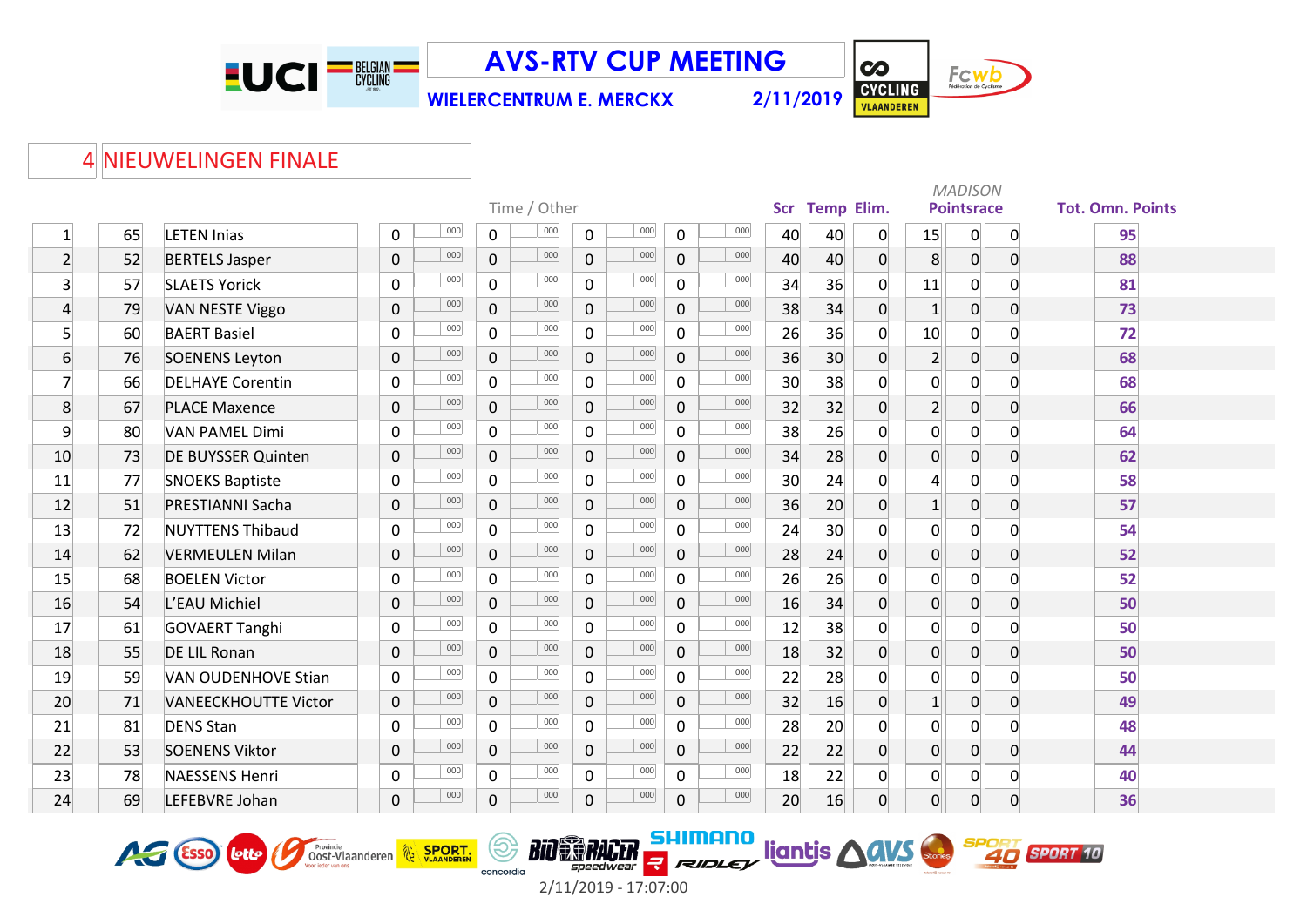# AVS-RTV CUP MEETING

**WIELERCENTRUM E. MERCKX** 2/11/2019

## 4 NIEUWELINGEN FINALE

| | | | Time / Other | | | | | | | | Scr | Temp | Elim. | MADISON Pointsrace | | | Tot. Omn. Points |
|---|---|---|---|---|---|---|---|---|---|---|---|---|---|---|---|---|---|
| 1 | 65 | LETEN Inias | 0 | 000 | 0 | 000 | 0 | 000 | 0 | 000 | 40 | 40 | 0 | 15 | 0 | 0 | 95 |
| 2 | 52 | BERTELS Jasper | 0 | 000 | 0 | 000 | 0 | 000 | 0 | 000 | 40 | 40 | 0 | 8 | 0 | 0 | 88 |
| 3 | 57 | SLAETS Yorick | 0 | 000 | 0 | 000 | 0 | 000 | 0 | 000 | 34 | 36 | 0 | 11 | 0 | 0 | 81 |
| 4 | 79 | VAN NESTE Viggo | 0 | 000 | 0 | 000 | 0 | 000 | 0 | 000 | 38 | 34 | 0 | 1 | 0 | 0 | 73 |
| 5 | 60 | BAERT Basiel | 0 | 000 | 0 | 000 | 0 | 000 | 0 | 000 | 26 | 36 | 0 | 10 | 0 | 0 | 72 |
| 6 | 76 | SOENENS Leyton | 0 | 000 | 0 | 000 | 0 | 000 | 0 | 000 | 36 | 30 | 0 | 2 | 0 | 0 | 68 |
| 7 | 66 | DELHAYE Corentin | 0 | 000 | 0 | 000 | 0 | 000 | 0 | 000 | 30 | 38 | 0 | 0 | 0 | 0 | 68 |
| 8 | 67 | PLACE Maxence | 0 | 000 | 0 | 000 | 0 | 000 | 0 | 000 | 32 | 32 | 0 | 2 | 0 | 0 | 66 |
| 9 | 80 | VAN PAMEL Dimi | 0 | 000 | 0 | 000 | 0 | 000 | 0 | 000 | 38 | 26 | 0 | 0 | 0 | 0 | 64 |
| 10 | 73 | DE BUYSSER Quinten | 0 | 000 | 0 | 000 | 0 | 000 | 0 | 000 | 34 | 28 | 0 | 0 | 0 | 0 | 62 |
| 11 | 77 | SNOEKS Baptiste | 0 | 000 | 0 | 000 | 0 | 000 | 0 | 000 | 30 | 24 | 0 | 4 | 0 | 0 | 58 |
| 12 | 51 | PRESTIANNI Sacha | 0 | 000 | 0 | 000 | 0 | 000 | 0 | 000 | 36 | 20 | 0 | 1 | 0 | 0 | 57 |
| 13 | 72 | NUYTTENS Thibaud | 0 | 000 | 0 | 000 | 0 | 000 | 0 | 000 | 24 | 30 | 0 | 0 | 0 | 0 | 54 |
| 14 | 62 | VERMEULEN Milan | 0 | 000 | 0 | 000 | 0 | 000 | 0 | 000 | 28 | 24 | 0 | 0 | 0 | 0 | 52 |
| 15 | 68 | BOELEN Victor | 0 | 000 | 0 | 000 | 0 | 000 | 0 | 000 | 26 | 26 | 0 | 0 | 0 | 0 | 52 |
| 16 | 54 | L'EAU Michiel | 0 | 000 | 0 | 000 | 0 | 000 | 0 | 000 | 16 | 34 | 0 | 0 | 0 | 0 | 50 |
| 17 | 61 | GOVAERT Tanghi | 0 | 000 | 0 | 000 | 0 | 000 | 0 | 000 | 12 | 38 | 0 | 0 | 0 | 0 | 50 |
| 18 | 55 | DE LIL Ronan | 0 | 000 | 0 | 000 | 0 | 000 | 0 | 000 | 18 | 32 | 0 | 0 | 0 | 0 | 50 |
| 19 | 59 | VAN OUDENHOVE Stian | 0 | 000 | 0 | 000 | 0 | 000 | 0 | 000 | 22 | 28 | 0 | 0 | 0 | 0 | 50 |
| 20 | 71 | VANEECKHOUTTE Victor | 0 | 000 | 0 | 000 | 0 | 000 | 0 | 000 | 32 | 16 | 0 | 1 | 0 | 0 | 49 |
| 21 | 81 | DENS Stan | 0 | 000 | 0 | 000 | 0 | 000 | 0 | 000 | 28 | 20 | 0 | 0 | 0 | 0 | 48 |
| 22 | 53 | SOENENS Viktor | 0 | 000 | 0 | 000 | 0 | 000 | 0 | 000 | 22 | 22 | 0 | 0 | 0 | 0 | 44 |
| 23 | 78 | NAESSENS Henri | 0 | 000 | 0 | 000 | 0 | 000 | 0 | 000 | 18 | 22 | 0 | 0 | 0 | 0 | 40 |
| 24 | 69 | LEFEBVRE Johan | 0 | 000 | 0 | 000 | 0 | 000 | 0 | 000 | 20 | 16 | 0 | 0 | 0 | 0 | 36 |

2/11/2019 - 17:07:00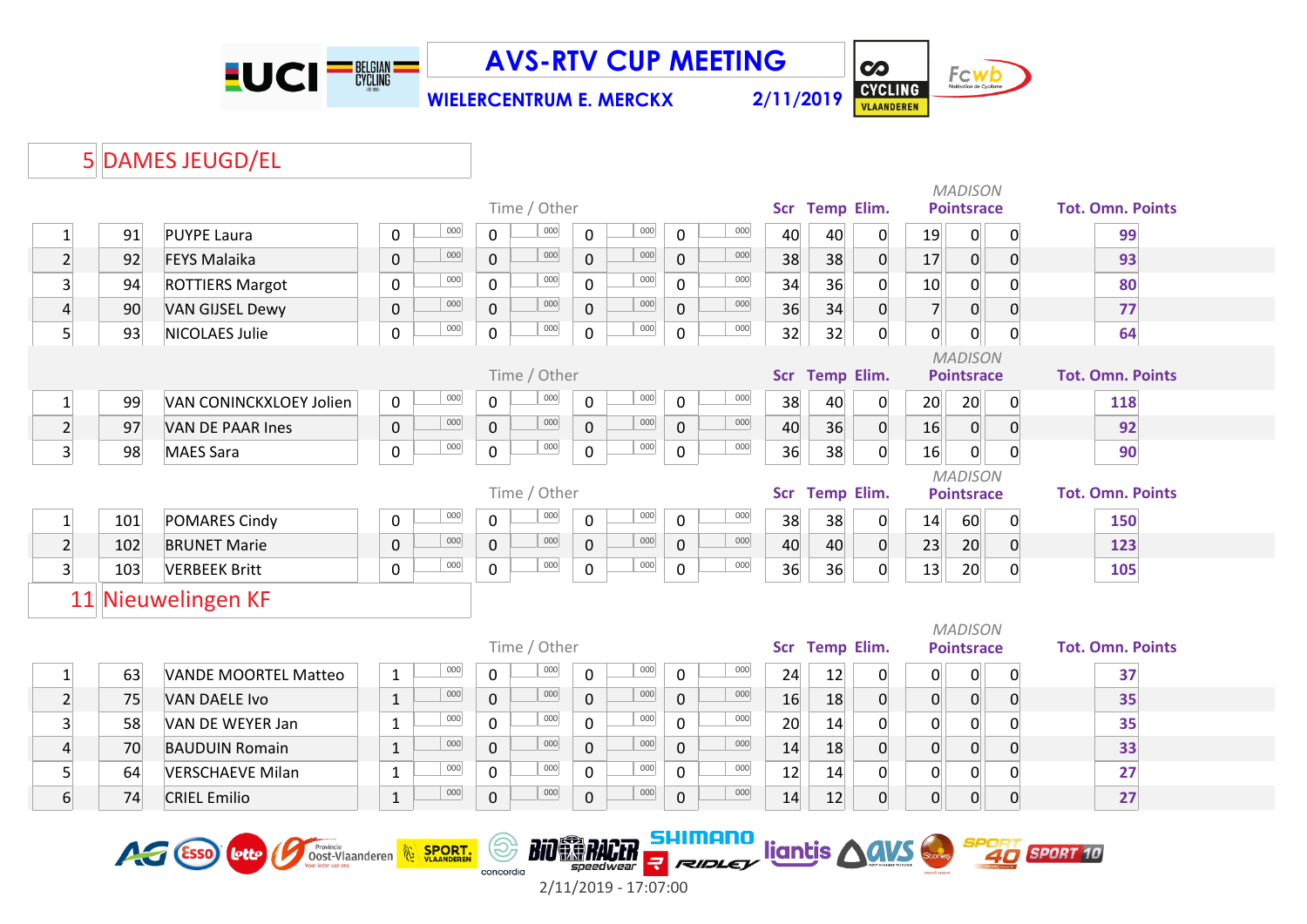# AVS-RTV CUP MEETING

**WIELERCENTRUM E. MERCKX** 2/11/2019

## 5 DAMES JEUGD/EL

| | | | Time / Other | | | | | | | | Scr | Temp | Elim. | MADISON Pointsrace | | | Tot. Omn. Points |
|---|---|---|---|---|---|---|---|---|---|---|---|---|---|---|---|---|---|
| 1 | 91 | PUYPE Laura | 0 | 000 | 0 | 000 | 0 | 000 | 0 | 000 | 40 | 40 | 0 | 19 | 0 | 0 | 99 |
| 2 | 92 | FEYS Malaika | 0 | 000 | 0 | 000 | 0 | 000 | 0 | 000 | 38 | 38 | 0 | 17 | 0 | 0 | 93 |
| 3 | 94 | ROTTIERS Margot | 0 | 000 | 0 | 000 | 0 | 000 | 0 | 000 | 34 | 36 | 0 | 10 | 0 | 0 | 80 |
| 4 | 90 | VAN GIJSEL Dewy | 0 | 000 | 0 | 000 | 0 | 000 | 0 | 000 | 36 | 34 | 0 | 7 | 0 | 0 | 77 |
| 5 | 93 | NICOLAES Julie | 0 | 000 | 0 | 000 | 0 | 000 | 0 | 000 | 32 | 32 | 0 | 0 | 0 | 0 | 64 |

| | | | Time / Other | | | | | | | | Scr | Temp | Elim. | MADISON Pointsrace | | | Tot. Omn. Points |
|---|---|---|---|---|---|---|---|---|---|---|---|---|---|---|---|---|---|
| 1 | 99 | VAN CONINCKXLOEY Jolien | 0 | 000 | 0 | 000 | 0 | 000 | 0 | 000 | 38 | 40 | 0 | 20 | 20 | 0 | 118 |
| 2 | 97 | VAN DE PAAR Ines | 0 | 000 | 0 | 000 | 0 | 000 | 0 | 000 | 40 | 36 | 0 | 16 | 0 | 0 | 92 |
| 3 | 98 | MAES Sara | 0 | 000 | 0 | 000 | 0 | 000 | 0 | 000 | 36 | 38 | 0 | 16 | 0 | 0 | 90 |

| | | | Time / Other | | | | | | | | Scr | Temp | Elim. | MADISON Pointsrace | | | Tot. Omn. Points |
|---|---|---|---|---|---|---|---|---|---|---|---|---|---|---|---|---|---|
| 1 | 101 | POMARES Cindy | 0 | 000 | 0 | 000 | 0 | 000 | 0 | 000 | 38 | 38 | 0 | 14 | 60 | 0 | 150 |
| 2 | 102 | BRUNET Marie | 0 | 000 | 0 | 000 | 0 | 000 | 0 | 000 | 40 | 40 | 0 | 23 | 20 | 0 | 123 |
| 3 | 103 | VERBEEK Britt | 0 | 000 | 0 | 000 | 0 | 000 | 0 | 000 | 36 | 36 | 0 | 13 | 20 | 0 | 105 |

## 11 Nieuwelingen KF

| | | | Time / Other | | | | | | | | Scr | Temp | Elim. | MADISON Pointsrace | | | Tot. Omn. Points |
|---|---|---|---|---|---|---|---|---|---|---|---|---|---|---|---|---|---|
| 1 | 63 | VANDE MOORTEL Matteo | 1 | 000 | 0 | 000 | 0 | 000 | 0 | 000 | 24 | 12 | 0 | 0 | 0 | 0 | 37 |
| 2 | 75 | VAN DAELE Ivo | 1 | 000 | 0 | 000 | 0 | 000 | 0 | 000 | 16 | 18 | 0 | 0 | 0 | 0 | 35 |
| 3 | 58 | VAN DE WEYER Jan | 1 | 000 | 0 | 000 | 0 | 000 | 0 | 000 | 20 | 14 | 0 | 0 | 0 | 0 | 35 |
| 4 | 70 | BAUDUIN Romain | 1 | 000 | 0 | 000 | 0 | 000 | 0 | 000 | 14 | 18 | 0 | 0 | 0 | 0 | 33 |
| 5 | 64 | VERSCHAEVE Milan | 1 | 000 | 0 | 000 | 0 | 000 | 0 | 000 | 12 | 14 | 0 | 0 | 0 | 0 | 27 |
| 6 | 74 | CRIEL Emilio | 1 | 000 | 0 | 000 | 0 | 000 | 0 | 000 | 14 | 12 | 0 | 0 | 0 | 0 | 27 |

2/11/2019 - 17:07:00